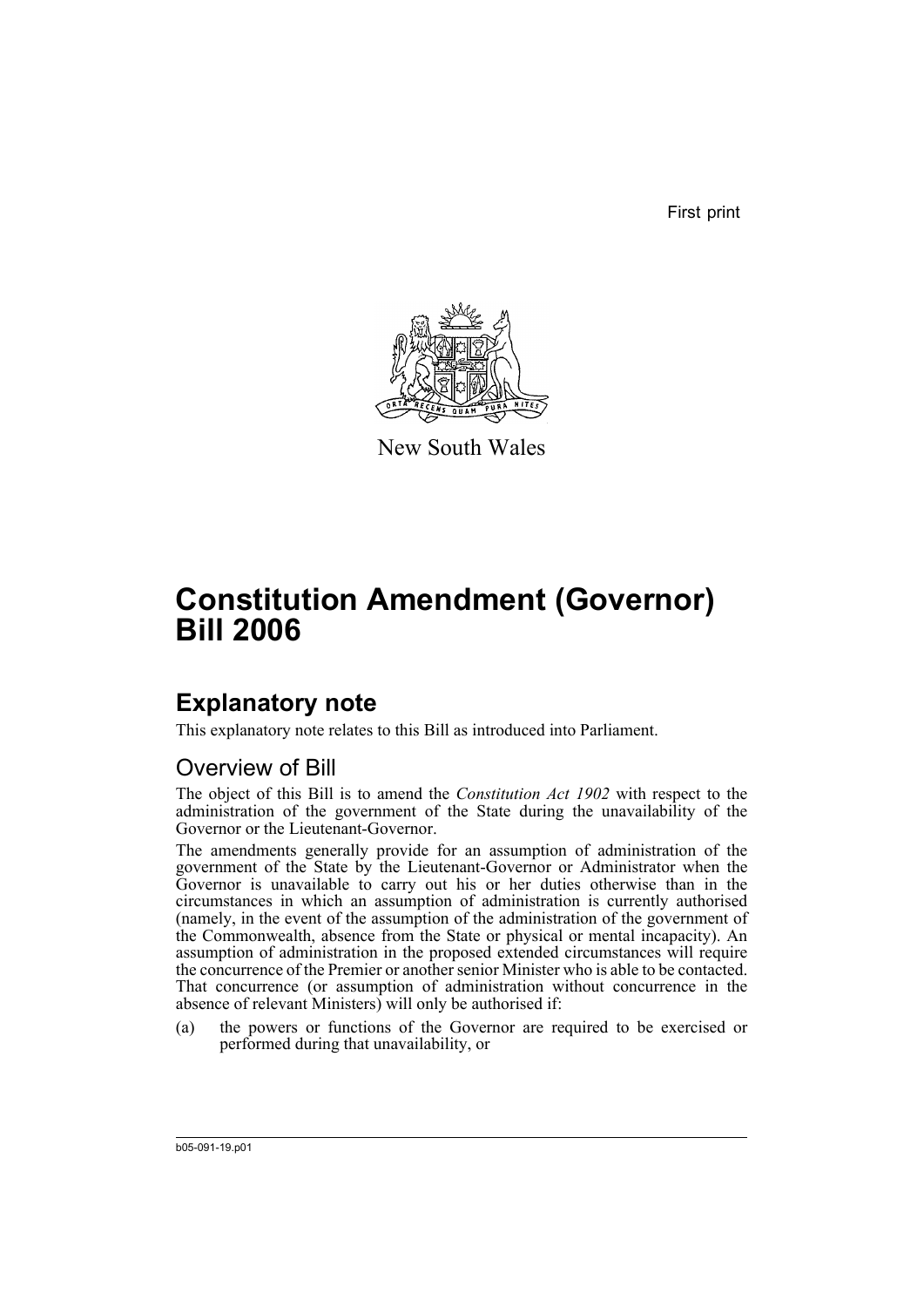First print

New South Wales

# Constitution Amendment (Governor) Bill 2006

## Explanatory note

This explanatory note relates to this Bill as introduced into Parliament.

### Overview of Bill

The object of this Bill is to amend the *Constitution Act 1902* with respect to the administration of the government of the State during the unavailability of the Governor or the Lieutenant-Governor.

The amendments generally provide for an assumption of administration of the government of the State by the Lieutenant-Governor or Administrator when the Governor is unavailable to carry out his or her duties otherwise than in the circumstances in which an assumption of administration is currently authorised (namely, in the event of the assumption of the administration of the government of the Commonwealth, absence from the State or physical or mental incapacity). An assumption of administration in the proposed extended circumstances will require the concurrence of the Premier or another senior Minister who is able to be contacted. That concurrence (or assumption of administration without concurrence in the absence of relevant Ministers) will only be authorised if:

(a) the powers or functions of the Governor are required to be exercised or performed during that unavailability, or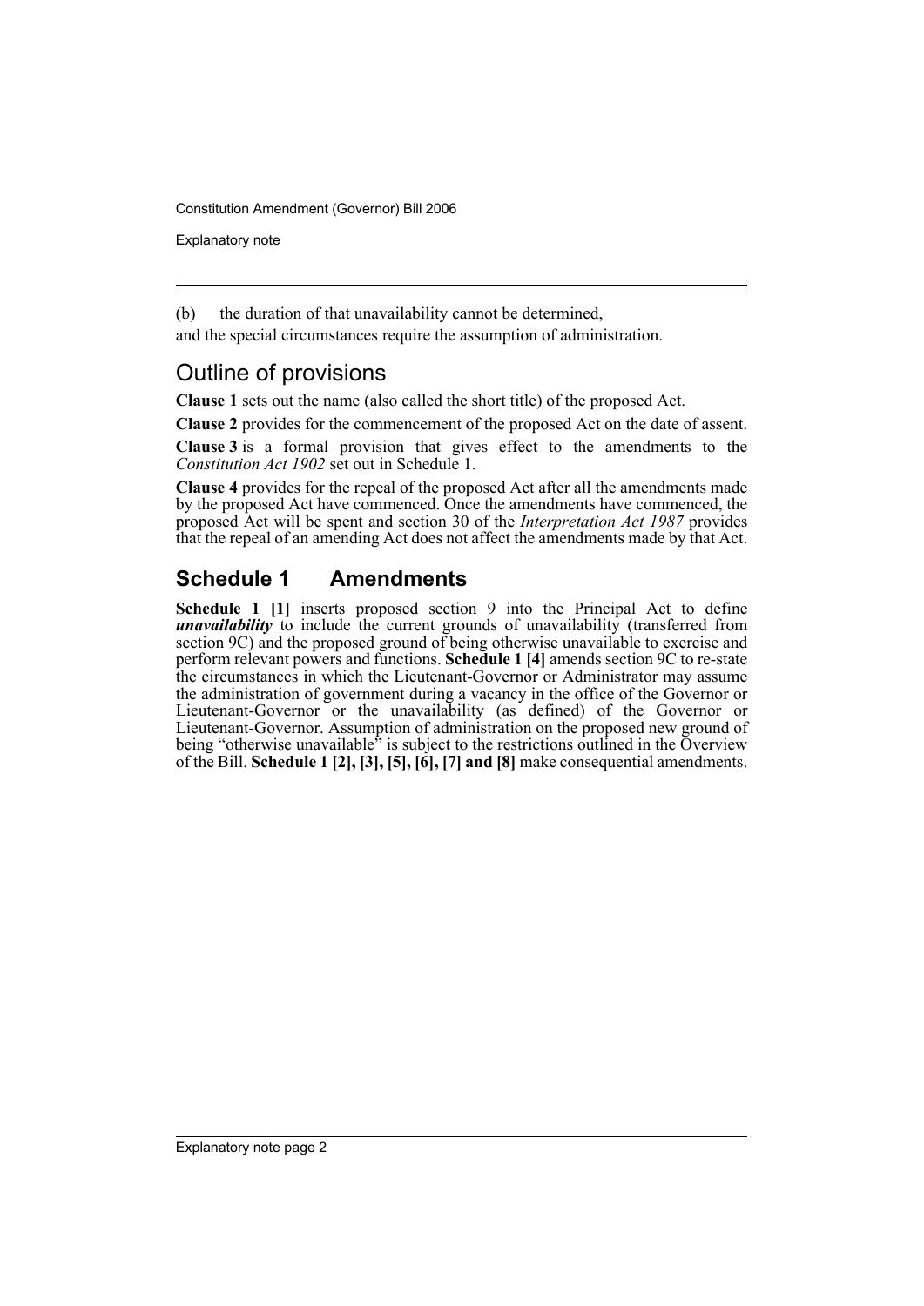(b) the duration of that unavailability cannot be determined,

and the special circumstances require the assumption of administration.

## Outline of provisions

**Clause 1** sets out the name (also called the short title) of the proposed Act.

**Clause 2** provides for the commencement of the proposed Act on the date of assent.

**Clause 3** is a formal provision that gives effect to the amendments to the *Constitution Act 1902* set out in Schedule 1.

**Clause 4** provides for the repeal of the proposed Act after all the amendments made by the proposed Act have commenced. Once the amendments have commenced, the proposed Act will be spent and section 30 of the *Interpretation Act 1987* provides that the repeal of an amending Act does not affect the amendments made by that Act.

## Schedule 1 Amendments

**Schedule 1 [1]** inserts proposed section 9 into the Principal Act to define ***unavailability*** to include the current grounds of unavailability (transferred from section 9C) and the proposed ground of being otherwise unavailable to exercise and perform relevant powers and functions. **Schedule 1 [4]** amends section 9C to re-state the circumstances in which the Lieutenant-Governor or Administrator may assume the administration of government during a vacancy in the office of the Governor or Lieutenant-Governor or the unavailability (as defined) of the Governor or Lieutenant-Governor. Assumption of administration on the proposed new ground of being "otherwise unavailable" is subject to the restrictions outlined in the Overview of the Bill. **Schedule 1 [2], [3], [5], [6], [7] and [8]** make consequential amendments.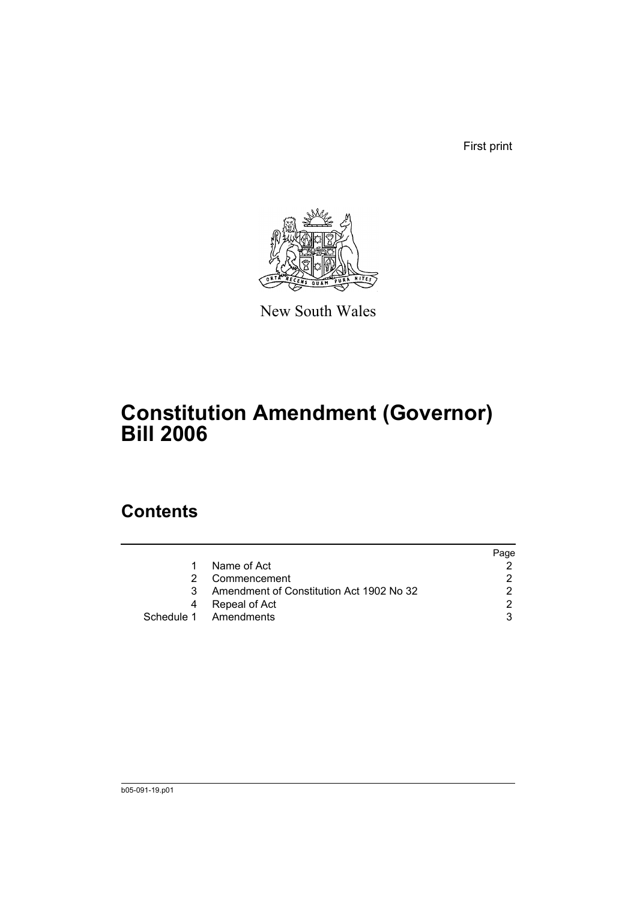First print

New South Wales

# Constitution Amendment (Governor) Bill 2006

## Contents

| | | Page |
|---|---|---|
| 1 | Name of Act | 2 |
| 2 | Commencement | 2 |
| 3 | Amendment of Constitution Act 1902 No 32 | 2 |
| 4 | Repeal of Act | 2 |
| Schedule 1 | Amendments | 3 |

b05-091-19.p01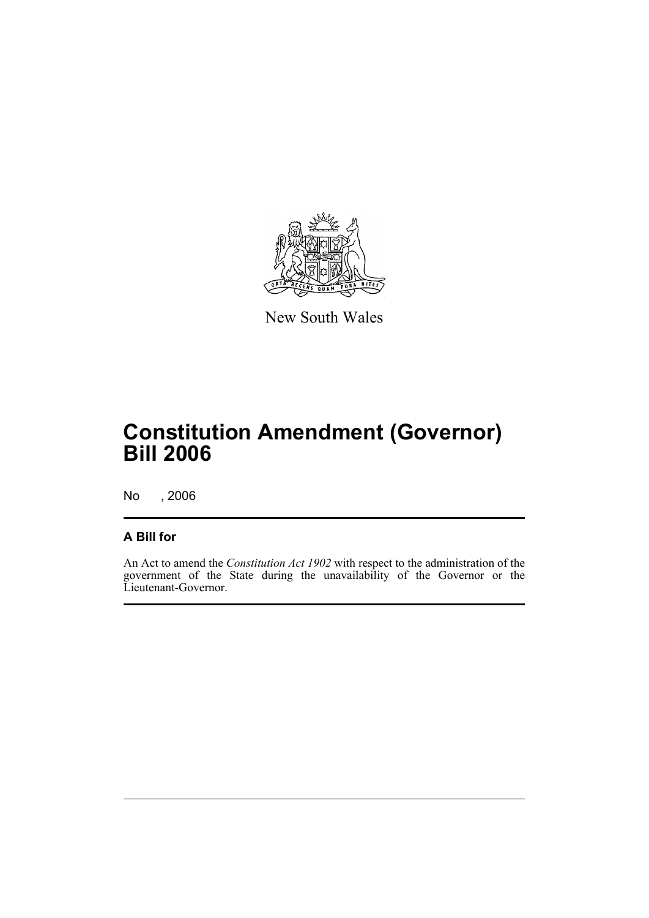New South Wales

# Constitution Amendment (Governor) Bill 2006

No , 2006

## A Bill for

An Act to amend the *Constitution Act 1902* with respect to the administration of the government of the State during the unavailability of the Governor or the Lieutenant-Governor.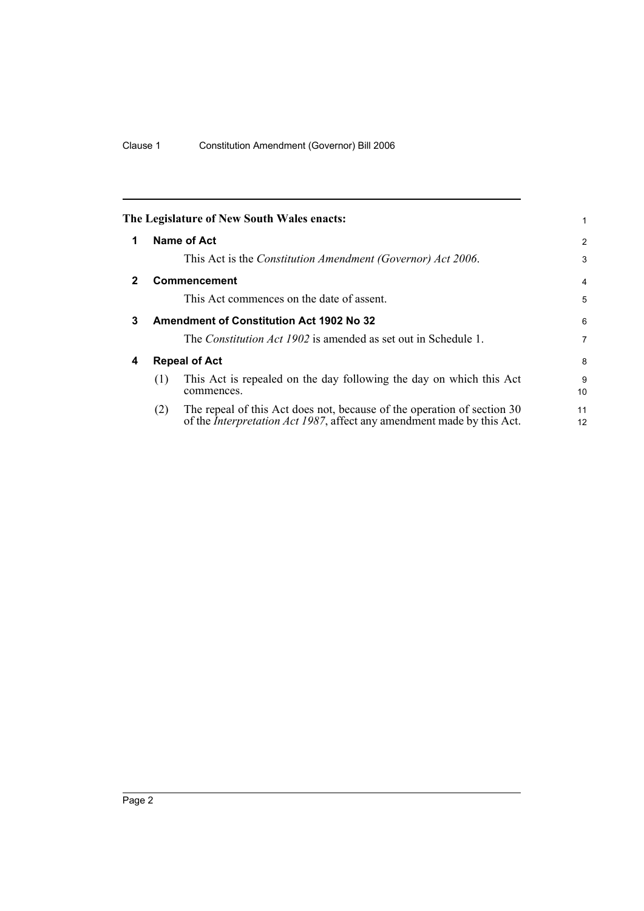**The Legislature of New South Wales enacts:**

## 1 Name of Act

This Act is the *Constitution Amendment (Governor) Act 2006*.

## 2 Commencement

This Act commences on the date of assent.

## 3 Amendment of Constitution Act 1902 No 32

The *Constitution Act 1902* is amended as set out in Schedule 1.

## 4 Repeal of Act

(1) This Act is repealed on the day following the day on which this Act commences.

(2) The repeal of this Act does not, because of the operation of section 30 of the *Interpretation Act 1987*, affect any amendment made by this Act.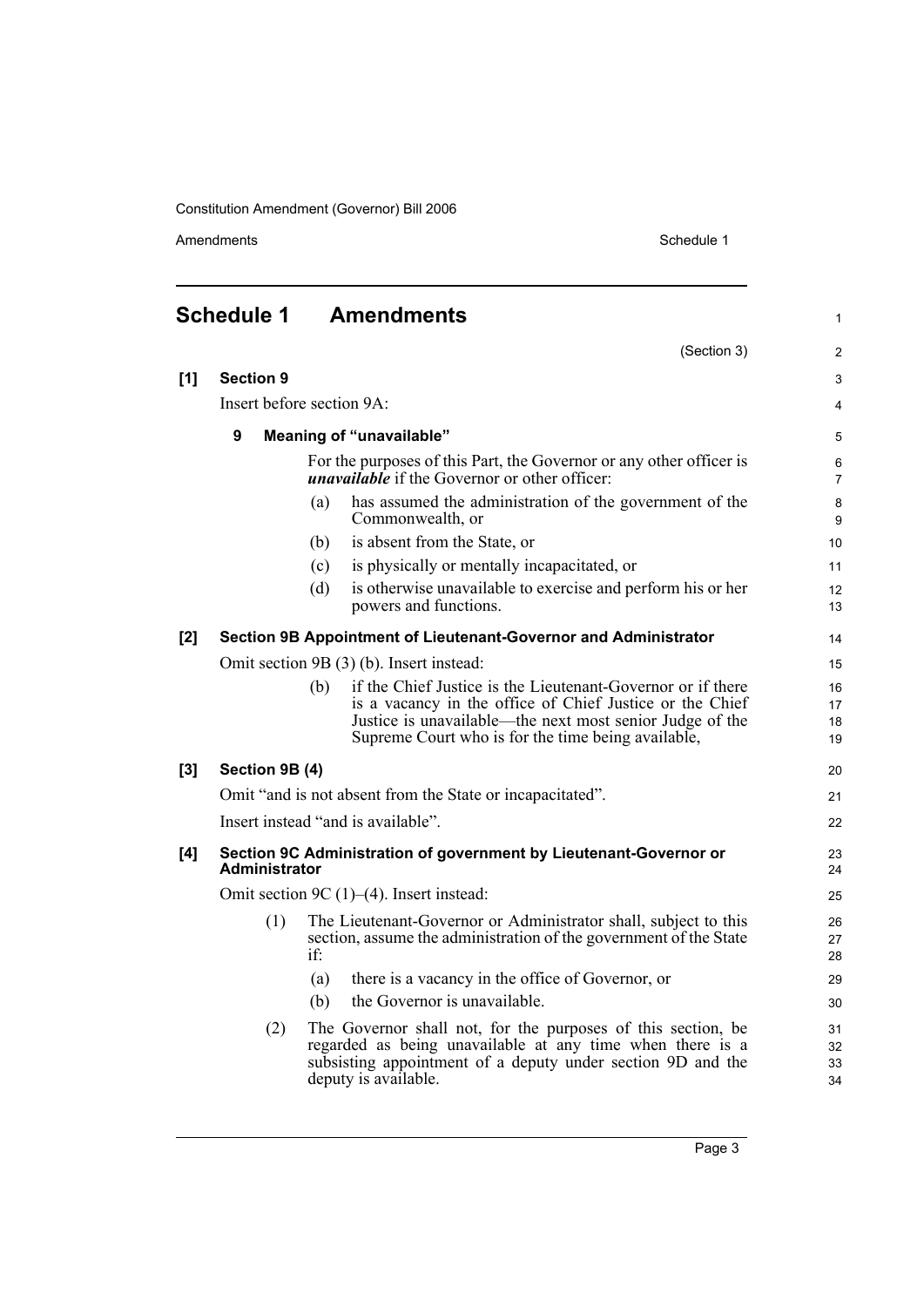## Schedule 1 Amendments

(Section 3)

**[1] Section 9**

Insert before section 9A:

**9 Meaning of "unavailable"**

For the purposes of this Part, the Governor or any other officer is ***unavailable*** if the Governor or other officer:

(a) has assumed the administration of the government of the Commonwealth, or

(b) is absent from the State, or

(c) is physically or mentally incapacitated, or

(d) is otherwise unavailable to exercise and perform his or her powers and functions.

**[2] Section 9B Appointment of Lieutenant-Governor and Administrator**

Omit section 9B (3) (b). Insert instead:

(b) if the Chief Justice is the Lieutenant-Governor or if there is a vacancy in the office of Chief Justice or the Chief Justice is unavailable—the next most senior Judge of the Supreme Court who is for the time being available,

**[3] Section 9B (4)**

Omit "and is not absent from the State or incapacitated".

Insert instead "and is available".

**[4] Section 9C Administration of government by Lieutenant-Governor or Administrator**

Omit section 9C (1)–(4). Insert instead:

(1) The Lieutenant-Governor or Administrator shall, subject to this section, assume the administration of the government of the State if:

(a) there is a vacancy in the office of Governor, or

(b) the Governor is unavailable.

(2) The Governor shall not, for the purposes of this section, be regarded as being unavailable at any time when there is a subsisting appointment of a deputy under section 9D and the deputy is available.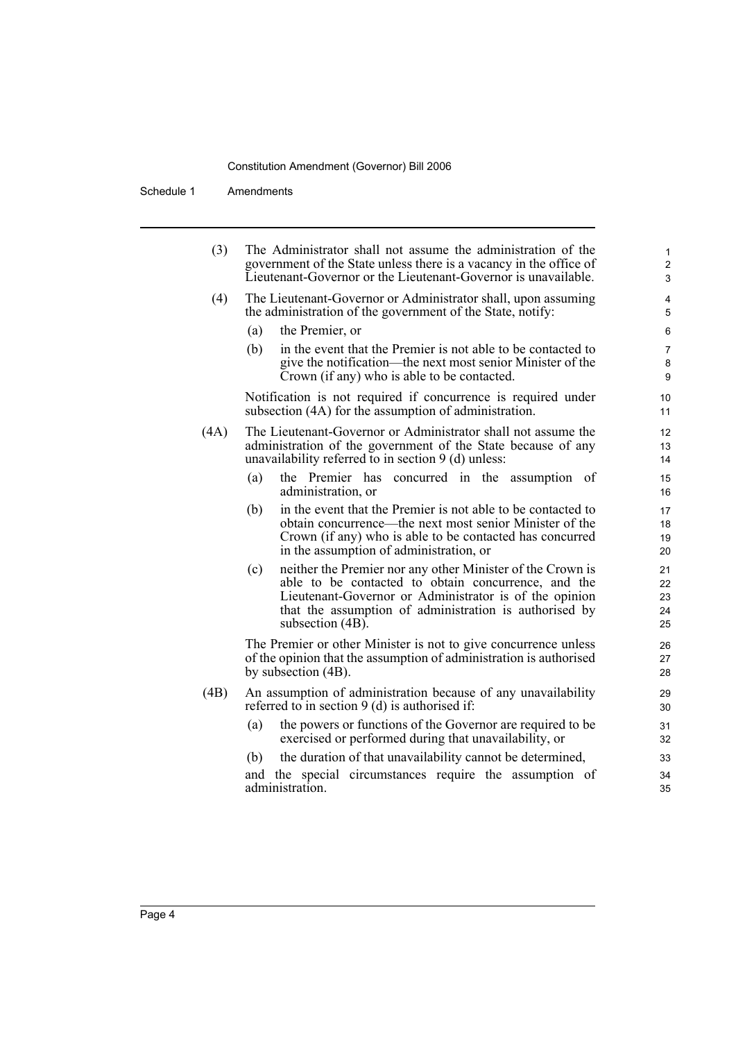(3) The Administrator shall not assume the administration of the government of the State unless there is a vacancy in the office of Lieutenant-Governor or the Lieutenant-Governor is unavailable.

(4) The Lieutenant-Governor or Administrator shall, upon assuming the administration of the government of the State, notify:

- (a) the Premier, or
- (b) in the event that the Premier is not able to be contacted to give the notification—the next most senior Minister of the Crown (if any) who is able to be contacted.

Notification is not required if concurrence is required under subsection (4A) for the assumption of administration.

(4A) The Lieutenant-Governor or Administrator shall not assume the administration of the government of the State because of any unavailability referred to in section 9 (d) unless:

- (a) the Premier has concurred in the assumption of administration, or
- (b) in the event that the Premier is not able to be contacted to obtain concurrence—the next most senior Minister of the Crown (if any) who is able to be contacted has concurred in the assumption of administration, or
- (c) neither the Premier nor any other Minister of the Crown is able to be contacted to obtain concurrence, and the Lieutenant-Governor or Administrator is of the opinion that the assumption of administration is authorised by subsection (4B).

The Premier or other Minister is not to give concurrence unless of the opinion that the assumption of administration is authorised by subsection (4B).

(4B) An assumption of administration because of any unavailability referred to in section 9 (d) is authorised if:

- (a) the powers or functions of the Governor are required to be exercised or performed during that unavailability, or
- (b) the duration of that unavailability cannot be determined,

and the special circumstances require the assumption of administration.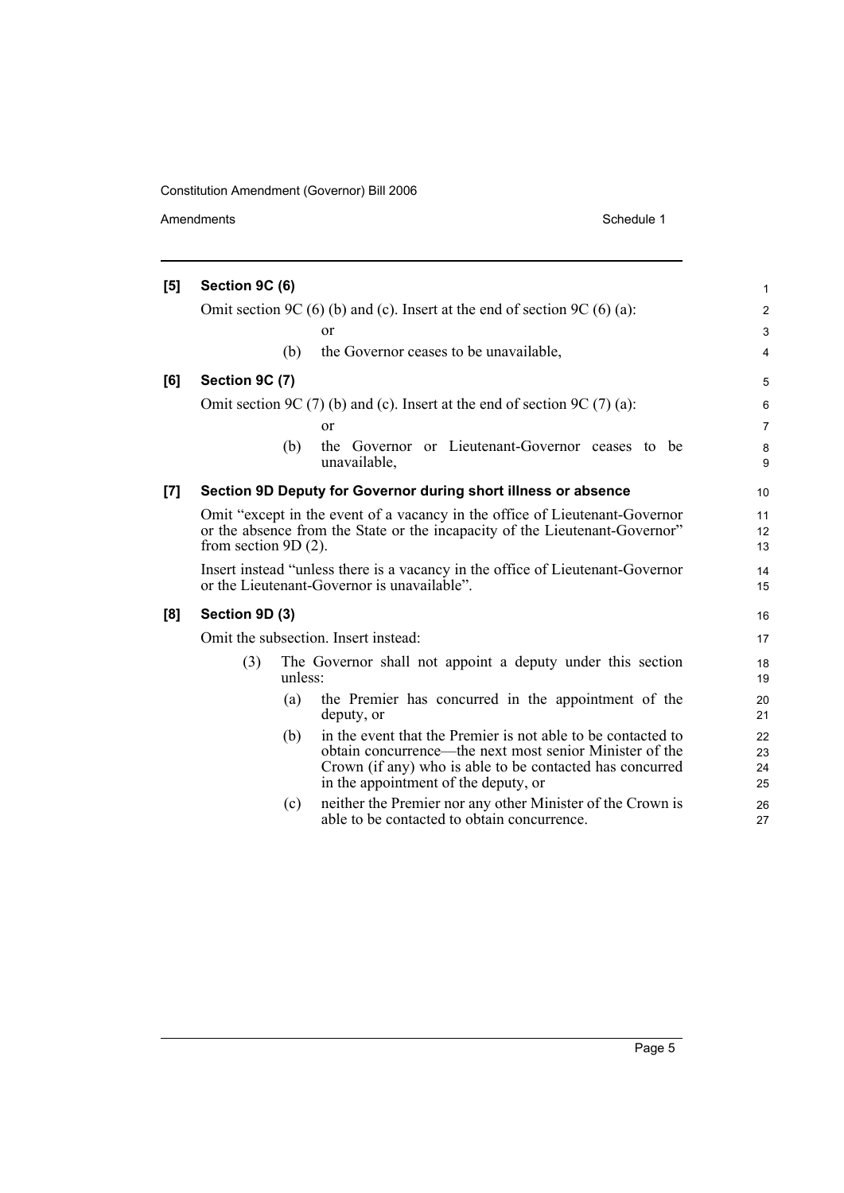**[5] Section 9C (6)**

Omit section 9C (6) (b) and (c). Insert at the end of section 9C (6) (a):

or

(b) the Governor ceases to be unavailable,

**[6] Section 9C (7)**

Omit section 9C (7) (b) and (c). Insert at the end of section 9C (7) (a):

or

(b) the Governor or Lieutenant-Governor ceases to be unavailable,

**[7] Section 9D Deputy for Governor during short illness or absence**

Omit "except in the event of a vacancy in the office of Lieutenant-Governor or the absence from the State or the incapacity of the Lieutenant-Governor" from section 9D (2).

Insert instead "unless there is a vacancy in the office of Lieutenant-Governor or the Lieutenant-Governor is unavailable".

**[8] Section 9D (3)**

Omit the subsection. Insert instead:

(3) The Governor shall not appoint a deputy under this section unless:

(a) the Premier has concurred in the appointment of the deputy, or

(b) in the event that the Premier is not able to be contacted to obtain concurrence—the next most senior Minister of the Crown (if any) who is able to be contacted has concurred in the appointment of the deputy, or

(c) neither the Premier nor any other Minister of the Crown is able to be contacted to obtain concurrence.